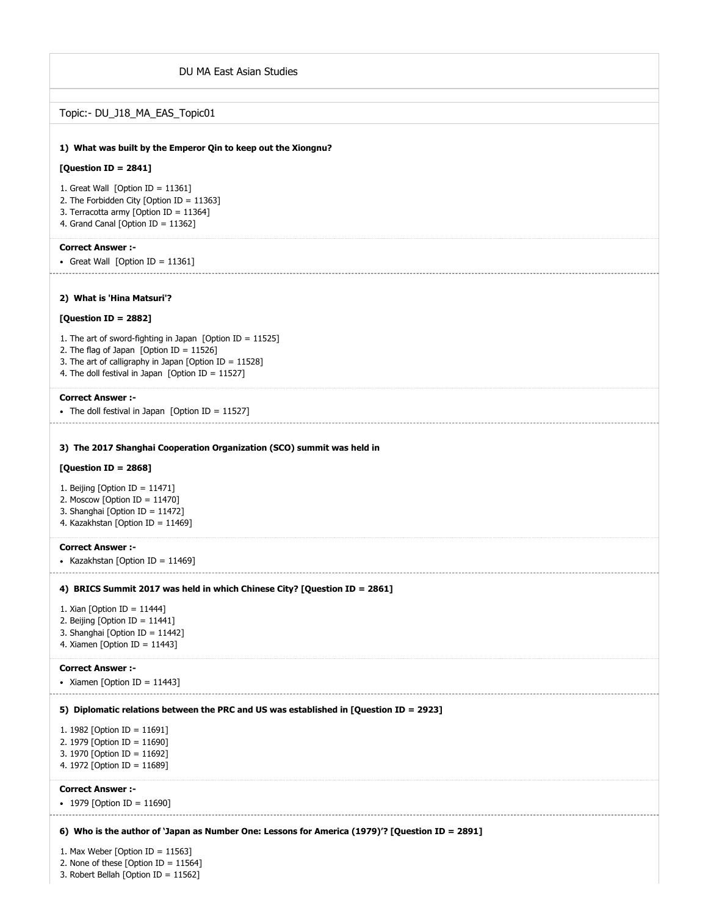DU MA East Asian Studies

Topic:- DU_J18_MA_EAS_Topic01

**1) What was built by the Emperor Qin to keep out the Xiongnu?**

**[Question ID = 2841]**

1. Great Wall [Option ID = 11361]
2. The Forbidden City [Option ID = 11363]
3. Terracotta army [Option ID = 11364]
4. Grand Canal [Option ID = 11362]

**Correct Answer :-**

- Great Wall [Option ID = 11361]

**2) What is 'Hina Matsuri'?**

**[Question ID = 2882]**

1. The art of sword-fighting in Japan [Option ID = 11525]
2. The flag of Japan [Option ID = 11526]
3. The art of calligraphy in Japan [Option ID = 11528]
4. The doll festival in Japan [Option ID = 11527]

**Correct Answer :-**

- The doll festival in Japan [Option ID = 11527]

**3) The 2017 Shanghai Cooperation Organization (SCO) summit was held in**

**[Question ID = 2868]**

1. Beijing [Option ID = 11471]
2. Moscow [Option ID = 11470]
3. Shanghai [Option ID = 11472]
4. Kazakhstan [Option ID = 11469]

**Correct Answer :-**

- Kazakhstan [Option ID = 11469]

**4) BRICS Summit 2017 was held in which Chinese City? [Question ID = 2861]**

1. Xian [Option ID = 11444]
2. Beijing [Option ID = 11441]
3. Shanghai [Option ID = 11442]
4. Xiamen [Option ID = 11443]

**Correct Answer :-**

- Xiamen [Option ID = 11443]

**5) Diplomatic relations between the PRC and US was established in [Question ID = 2923]**

1. 1982 [Option ID = 11691]
2. 1979 [Option ID = 11690]
3. 1970 [Option ID = 11692]
4. 1972 [Option ID = 11689]

**Correct Answer :-**

- 1979 [Option ID = 11690]

**6) Who is the author of 'Japan as Number One: Lessons for America (1979)'? [Question ID = 2891]**

1. Max Weber [Option ID = 11563]
2. None of these [Option ID = 11564]
3. Robert Bellah [Option ID = 11562]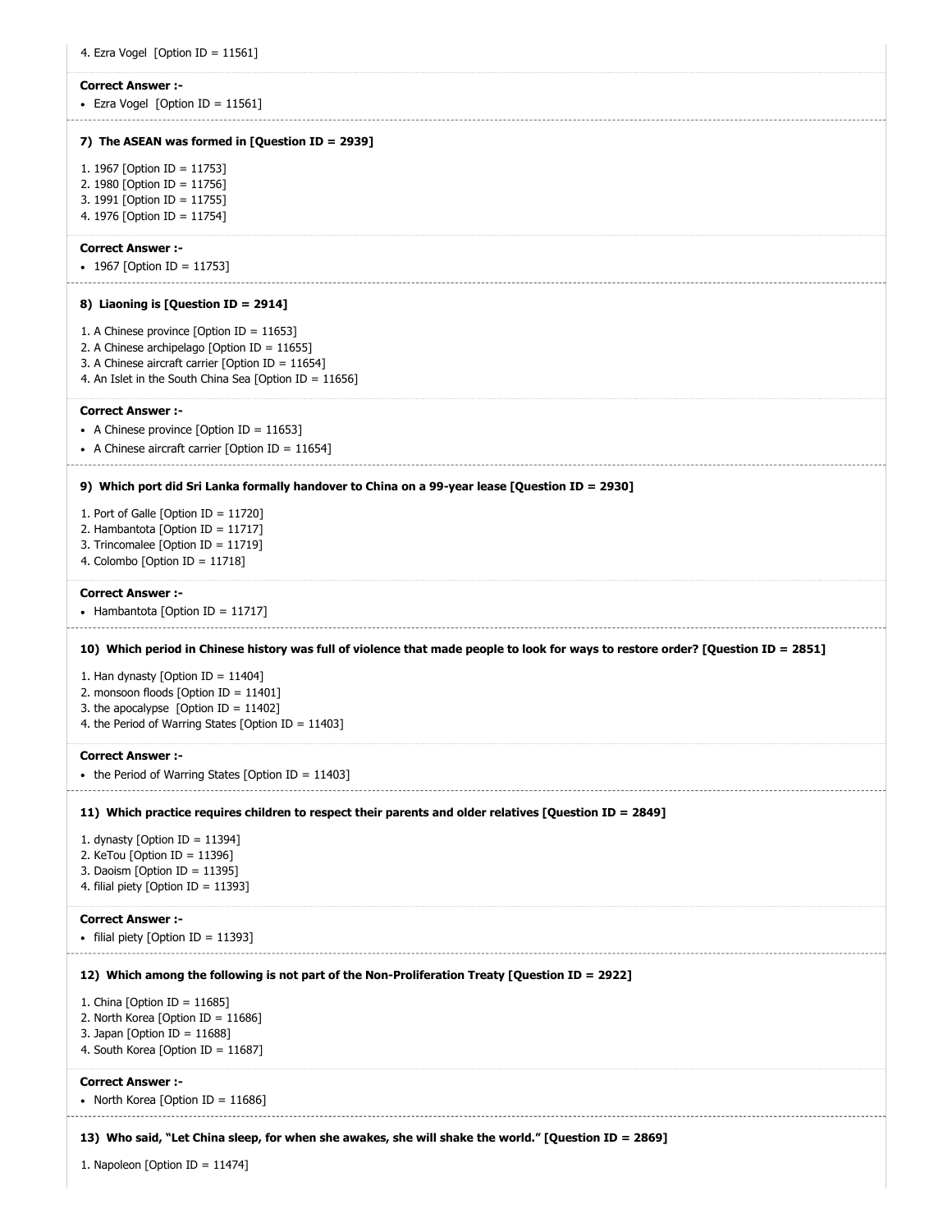4. Ezra Vogel [Option ID = 11561]

**Correct Answer :-**

- Ezra Vogel [Option ID = 11561]

**7) The ASEAN was formed in [Question ID = 2939]**

1. 1967 [Option ID = 11753]
2. 1980 [Option ID = 11756]
3. 1991 [Option ID = 11755]
4. 1976 [Option ID = 11754]

**Correct Answer :-**

- 1967 [Option ID = 11753]

**8) Liaoning is [Question ID = 2914]**

1. A Chinese province [Option ID = 11653]
2. A Chinese archipelago [Option ID = 11655]
3. A Chinese aircraft carrier [Option ID = 11654]
4. An Islet in the South China Sea [Option ID = 11656]

**Correct Answer :-**

- A Chinese province [Option ID = 11653]
- A Chinese aircraft carrier [Option ID = 11654]

**9) Which port did Sri Lanka formally handover to China on a 99-year lease [Question ID = 2930]**

1. Port of Galle [Option ID = 11720]
2. Hambantota [Option ID = 11717]
3. Trincomalee [Option ID = 11719]
4. Colombo [Option ID = 11718]

**Correct Answer :-**

- Hambantota [Option ID = 11717]

**10) Which period in Chinese history was full of violence that made people to look for ways to restore order? [Question ID = 2851]**

1. Han dynasty [Option ID = 11404]
2. monsoon floods [Option ID = 11401]
3. the apocalypse [Option ID = 11402]
4. the Period of Warring States [Option ID = 11403]

**Correct Answer :-**

- the Period of Warring States [Option ID = 11403]

**11) Which practice requires children to respect their parents and older relatives [Question ID = 2849]**

1. dynasty [Option ID = 11394]
2. KeTou [Option ID = 11396]
3. Daoism [Option ID = 11395]
4. filial piety [Option ID = 11393]

**Correct Answer :-**

- filial piety [Option ID = 11393]

**12) Which among the following is not part of the Non-Proliferation Treaty [Question ID = 2922]**

1. China [Option ID = 11685]
2. North Korea [Option ID = 11686]
3. Japan [Option ID = 11688]
4. South Korea [Option ID = 11687]

**Correct Answer :-**

- North Korea [Option ID = 11686]

**13) Who said, "Let China sleep, for when she awakes, she will shake the world." [Question ID = 2869]**

1. Napoleon [Option ID = 11474]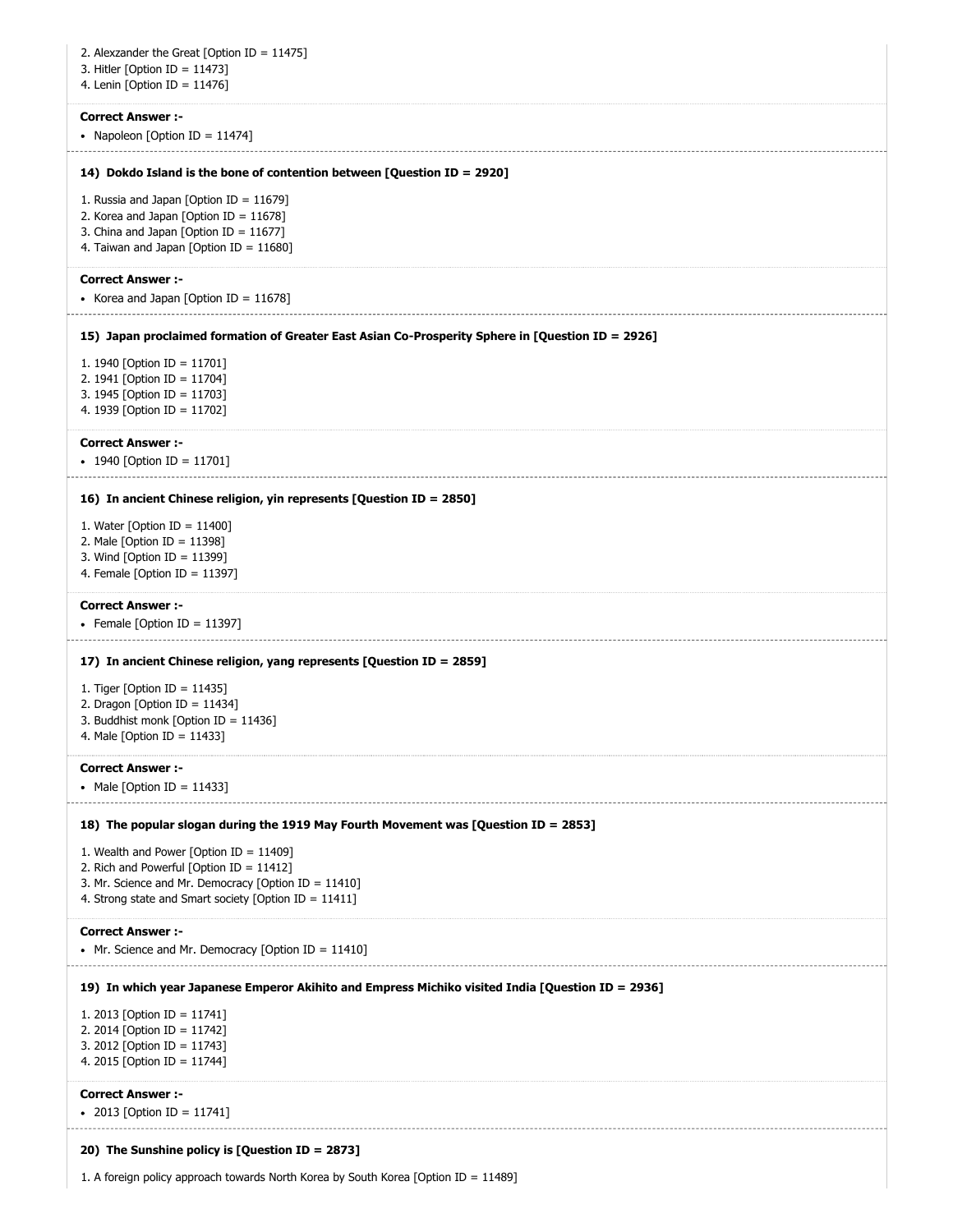2. Alexzander the Great [Option ID = 11475]
3. Hitler [Option ID = 11473]
4. Lenin [Option ID = 11476]

**Correct Answer :-**

- Napoleon [Option ID = 11474]

**14) Dokdo Island is the bone of contention between [Question ID = 2920]**

1. Russia and Japan [Option ID = 11679]
2. Korea and Japan [Option ID = 11678]
3. China and Japan [Option ID = 11677]
4. Taiwan and Japan [Option ID = 11680]

**Correct Answer :-**

- Korea and Japan [Option ID = 11678]

**15) Japan proclaimed formation of Greater East Asian Co-Prosperity Sphere in [Question ID = 2926]**

1. 1940 [Option ID = 11701]
2. 1941 [Option ID = 11704]
3. 1945 [Option ID = 11703]
4. 1939 [Option ID = 11702]

**Correct Answer :-**

- 1940 [Option ID = 11701]

**16) In ancient Chinese religion, yin represents [Question ID = 2850]**

1. Water [Option ID = 11400]
2. Male [Option ID = 11398]
3. Wind [Option ID = 11399]
4. Female [Option ID = 11397]

**Correct Answer :-**

- Female [Option ID = 11397]

**17) In ancient Chinese religion, yang represents [Question ID = 2859]**

1. Tiger [Option ID = 11435]
2. Dragon [Option ID = 11434]
3. Buddhist monk [Option ID = 11436]
4. Male [Option ID = 11433]

**Correct Answer :-**

- Male [Option ID = 11433]

**18) The popular slogan during the 1919 May Fourth Movement was [Question ID = 2853]**

1. Wealth and Power [Option ID = 11409]
2. Rich and Powerful [Option ID = 11412]
3. Mr. Science and Mr. Democracy [Option ID = 11410]
4. Strong state and Smart society [Option ID = 11411]

**Correct Answer :-**

- Mr. Science and Mr. Democracy [Option ID = 11410]

**19) In which year Japanese Emperor Akihito and Empress Michiko visited India [Question ID = 2936]**

1. 2013 [Option ID = 11741]
2. 2014 [Option ID = 11742]
3. 2012 [Option ID = 11743]
4. 2015 [Option ID = 11744]

**Correct Answer :-**

- 2013 [Option ID = 11741]

**20) The Sunshine policy is [Question ID = 2873]**

1. A foreign policy approach towards North Korea by South Korea [Option ID = 11489]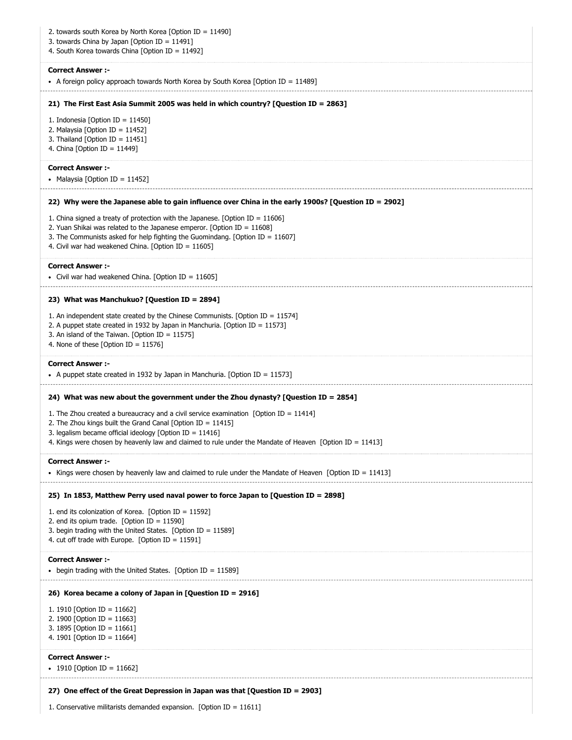2. towards south Korea by North Korea [Option ID = 11490]
3. towards China by Japan [Option ID = 11491]
4. South Korea towards China [Option ID = 11492]

**Correct Answer :-**

- A foreign policy approach towards North Korea by South Korea [Option ID = 11489]

---

**21) The First East Asia Summit 2005 was held in which country? [Question ID = 2863]**

1. Indonesia [Option ID = 11450]
2. Malaysia [Option ID = 11452]
3. Thailand [Option ID = 11451]
4. China [Option ID = 11449]

**Correct Answer :-**

- Malaysia [Option ID = 11452]

---

**22) Why were the Japanese able to gain influence over China in the early 1900s? [Question ID = 2902]**

1. China signed a treaty of protection with the Japanese. [Option ID = 11606]
2. Yuan Shikai was related to the Japanese emperor. [Option ID = 11608]
3. The Communists asked for help fighting the Guomindang. [Option ID = 11607]
4. Civil war had weakened China. [Option ID = 11605]

**Correct Answer :-**

- Civil war had weakened China. [Option ID = 11605]

---

**23) What was Manchukuo? [Question ID = 2894]**

1. An independent state created by the Chinese Communists. [Option ID = 11574]
2. A puppet state created in 1932 by Japan in Manchuria. [Option ID = 11573]
3. An island of the Taiwan. [Option ID = 11575]
4. None of these [Option ID = 11576]

**Correct Answer :-**

- A puppet state created in 1932 by Japan in Manchuria. [Option ID = 11573]

---

**24) What was new about the government under the Zhou dynasty? [Question ID = 2854]**

1. The Zhou created a bureaucracy and a civil service examination [Option ID = 11414]
2. The Zhou kings built the Grand Canal [Option ID = 11415]
3. legalism became official ideology [Option ID = 11416]
4. Kings were chosen by heavenly law and claimed to rule under the Mandate of Heaven [Option ID = 11413]

**Correct Answer :-**

- Kings were chosen by heavenly law and claimed to rule under the Mandate of Heaven [Option ID = 11413]

---

**25) In 1853, Matthew Perry used naval power to force Japan to [Question ID = 2898]**

1. end its colonization of Korea. [Option ID = 11592]
2. end its opium trade. [Option ID = 11590]
3. begin trading with the United States. [Option ID = 11589]
4. cut off trade with Europe. [Option ID = 11591]

**Correct Answer :-**

- begin trading with the United States. [Option ID = 11589]

---

**26) Korea became a colony of Japan in [Question ID = 2916]**

1. 1910 [Option ID = 11662]
2. 1900 [Option ID = 11663]
3. 1895 [Option ID = 11661]
4. 1901 [Option ID = 11664]

**Correct Answer :-**

- 1910 [Option ID = 11662]

---

**27) One effect of the Great Depression in Japan was that [Question ID = 2903]**

1. Conservative militarists demanded expansion. [Option ID = 11611]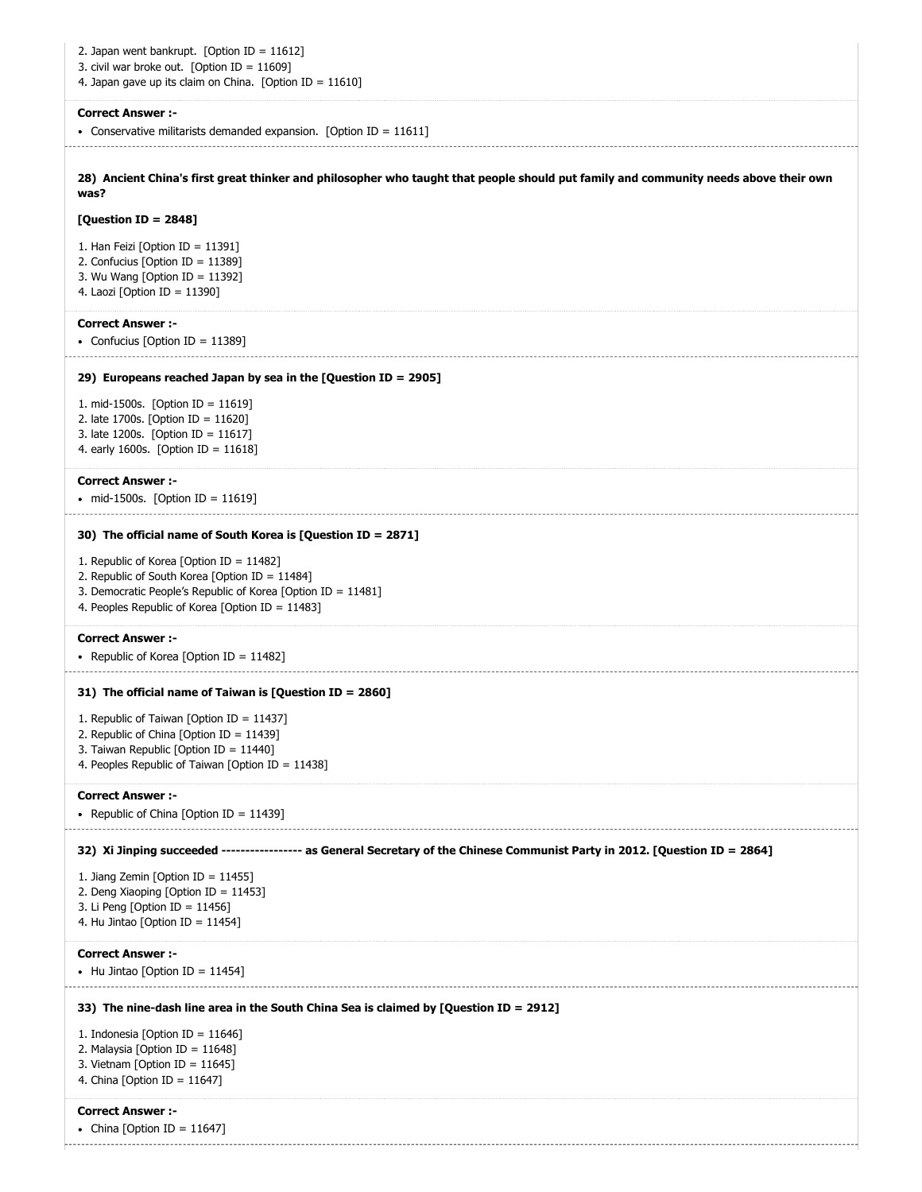2. Japan went bankrupt. [Option ID = 11612]
3. civil war broke out. [Option ID = 11609]
4. Japan gave up its claim on China. [Option ID = 11610]

**Correct Answer :-**

- Conservative militarists demanded expansion. [Option ID = 11611]

---

**28) Ancient China's first great thinker and philosopher who taught that people should put family and community needs above their own was?**

**[Question ID = 2848]**

1. Han Feizi [Option ID = 11391]
2. Confucius [Option ID = 11389]
3. Wu Wang [Option ID = 11392]
4. Laozi [Option ID = 11390]

**Correct Answer :-**

- Confucius [Option ID = 11389]

---

**29) Europeans reached Japan by sea in the [Question ID = 2905]**

1. mid-1500s. [Option ID = 11619]
2. late 1700s. [Option ID = 11620]
3. late 1200s. [Option ID = 11617]
4. early 1600s. [Option ID = 11618]

**Correct Answer :-**

- mid-1500s. [Option ID = 11619]

---

**30) The official name of South Korea is [Question ID = 2871]**

1. Republic of Korea [Option ID = 11482]
2. Republic of South Korea [Option ID = 11484]
3. Democratic People's Republic of Korea [Option ID = 11481]
4. Peoples Republic of Korea [Option ID = 11483]

**Correct Answer :-**

- Republic of Korea [Option ID = 11482]

---

**31) The official name of Taiwan is [Question ID = 2860]**

1. Republic of Taiwan [Option ID = 11437]
2. Republic of China [Option ID = 11439]
3. Taiwan Republic [Option ID = 11440]
4. Peoples Republic of Taiwan [Option ID = 11438]

**Correct Answer :-**

- Republic of China [Option ID = 11439]

---

**32) Xi Jinping succeeded ---------------- as General Secretary of the Chinese Communist Party in 2012. [Question ID = 2864]**

1. Jiang Zemin [Option ID = 11455]
2. Deng Xiaoping [Option ID = 11453]
3. Li Peng [Option ID = 11456]
4. Hu Jintao [Option ID = 11454]

**Correct Answer :-**

- Hu Jintao [Option ID = 11454]

---

**33) The nine-dash line area in the South China Sea is claimed by [Question ID = 2912]**

1. Indonesia [Option ID = 11646]
2. Malaysia [Option ID = 11648]
3. Vietnam [Option ID = 11645]
4. China [Option ID = 11647]

**Correct Answer :-**

- China [Option ID = 11647]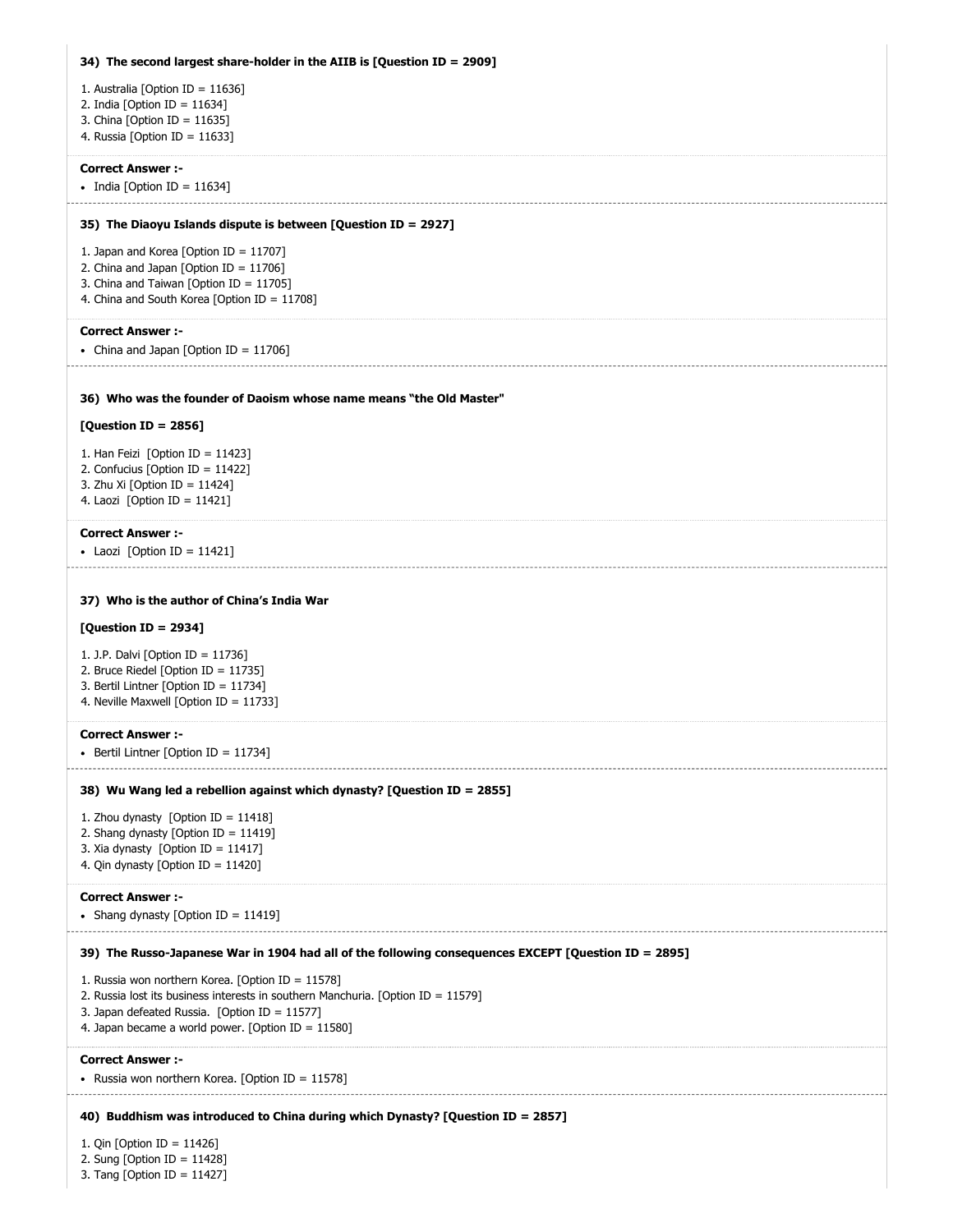**34) The second largest share-holder in the AIIB is [Question ID = 2909]**

1. Australia [Option ID = 11636]
2. India [Option ID = 11634]
3. China [Option ID = 11635]
4. Russia [Option ID = 11633]

**Correct Answer :-**

- India [Option ID = 11634]

**35) The Diaoyu Islands dispute is between [Question ID = 2927]**

1. Japan and Korea [Option ID = 11707]
2. China and Japan [Option ID = 11706]
3. China and Taiwan [Option ID = 11705]
4. China and South Korea [Option ID = 11708]

**Correct Answer :-**

- China and Japan [Option ID = 11706]

**36) Who was the founder of Daoism whose name means "the Old Master"**

**[Question ID = 2856]**

1. Han Feizi [Option ID = 11423]
2. Confucius [Option ID = 11422]
3. Zhu Xi [Option ID = 11424]
4. Laozi [Option ID = 11421]

**Correct Answer :-**

- Laozi [Option ID = 11421]

**37) Who is the author of China's India War**

**[Question ID = 2934]**

1. J.P. Dalvi [Option ID = 11736]
2. Bruce Riedel [Option ID = 11735]
3. Bertil Lintner [Option ID = 11734]
4. Neville Maxwell [Option ID = 11733]

**Correct Answer :-**

- Bertil Lintner [Option ID = 11734]

**38) Wu Wang led a rebellion against which dynasty? [Question ID = 2855]**

1. Zhou dynasty [Option ID = 11418]
2. Shang dynasty [Option ID = 11419]
3. Xia dynasty [Option ID = 11417]
4. Qin dynasty [Option ID = 11420]

**Correct Answer :-**

- Shang dynasty [Option ID = 11419]

**39) The Russo-Japanese War in 1904 had all of the following consequences EXCEPT [Question ID = 2895]**

1. Russia won northern Korea. [Option ID = 11578]
2. Russia lost its business interests in southern Manchuria. [Option ID = 11579]
3. Japan defeated Russia. [Option ID = 11577]
4. Japan became a world power. [Option ID = 11580]

**Correct Answer :-**

- Russia won northern Korea. [Option ID = 11578]

**40) Buddhism was introduced to China during which Dynasty? [Question ID = 2857]**

1. Qin [Option ID = 11426]
2. Sung [Option ID = 11428]
3. Tang [Option ID = 11427]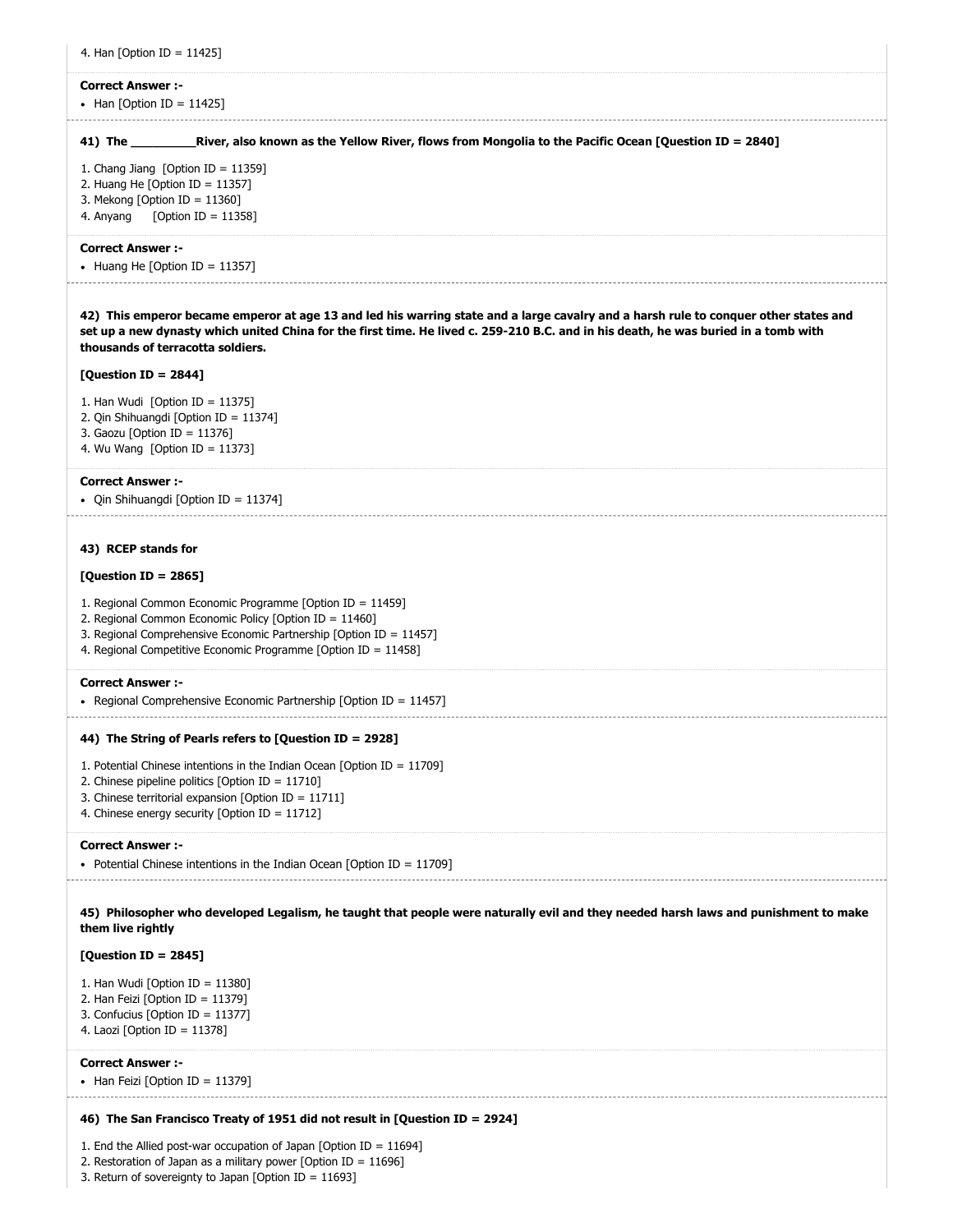4. Han [Option ID = 11425]

**Correct Answer :-**

- Han [Option ID = 11425]

**41) The _________River, also known as the Yellow River, flows from Mongolia to the Pacific Ocean [Question ID = 2840]**

1. Chang Jiang [Option ID = 11359]
2. Huang He [Option ID = 11357]
3. Mekong [Option ID = 11360]
4. Anyang [Option ID = 11358]

**Correct Answer :-**

- Huang He [Option ID = 11357]

**42) This emperor became emperor at age 13 and led his warring state and a large cavalry and a harsh rule to conquer other states and set up a new dynasty which united China for the first time. He lived c. 259-210 B.C. and in his death, he was buried in a tomb with thousands of terracotta soldiers.**

**[Question ID = 2844]**

1. Han Wudi [Option ID = 11375]
2. Qin Shihuangdi [Option ID = 11374]
3. Gaozu [Option ID = 11376]
4. Wu Wang [Option ID = 11373]

**Correct Answer :-**

- Qin Shihuangdi [Option ID = 11374]

**43) RCEP stands for**

**[Question ID = 2865]**

1. Regional Common Economic Programme [Option ID = 11459]
2. Regional Common Economic Policy [Option ID = 11460]
3. Regional Comprehensive Economic Partnership [Option ID = 11457]
4. Regional Competitive Economic Programme [Option ID = 11458]

**Correct Answer :-**

- Regional Comprehensive Economic Partnership [Option ID = 11457]

**44) The String of Pearls refers to [Question ID = 2928]**

1. Potential Chinese intentions in the Indian Ocean [Option ID = 11709]
2. Chinese pipeline politics [Option ID = 11710]
3. Chinese territorial expansion [Option ID = 11711]
4. Chinese energy security [Option ID = 11712]

**Correct Answer :-**

- Potential Chinese intentions in the Indian Ocean [Option ID = 11709]

**45) Philosopher who developed Legalism, he taught that people were naturally evil and they needed harsh laws and punishment to make them live rightly**

**[Question ID = 2845]**

1. Han Wudi [Option ID = 11380]
2. Han Feizi [Option ID = 11379]
3. Confucius [Option ID = 11377]
4. Laozi [Option ID = 11378]

**Correct Answer :-**

- Han Feizi [Option ID = 11379]

**46) The San Francisco Treaty of 1951 did not result in [Question ID = 2924]**

1. End the Allied post-war occupation of Japan [Option ID = 11694]
2. Restoration of Japan as a military power [Option ID = 11696]
3. Return of sovereignty to Japan [Option ID = 11693]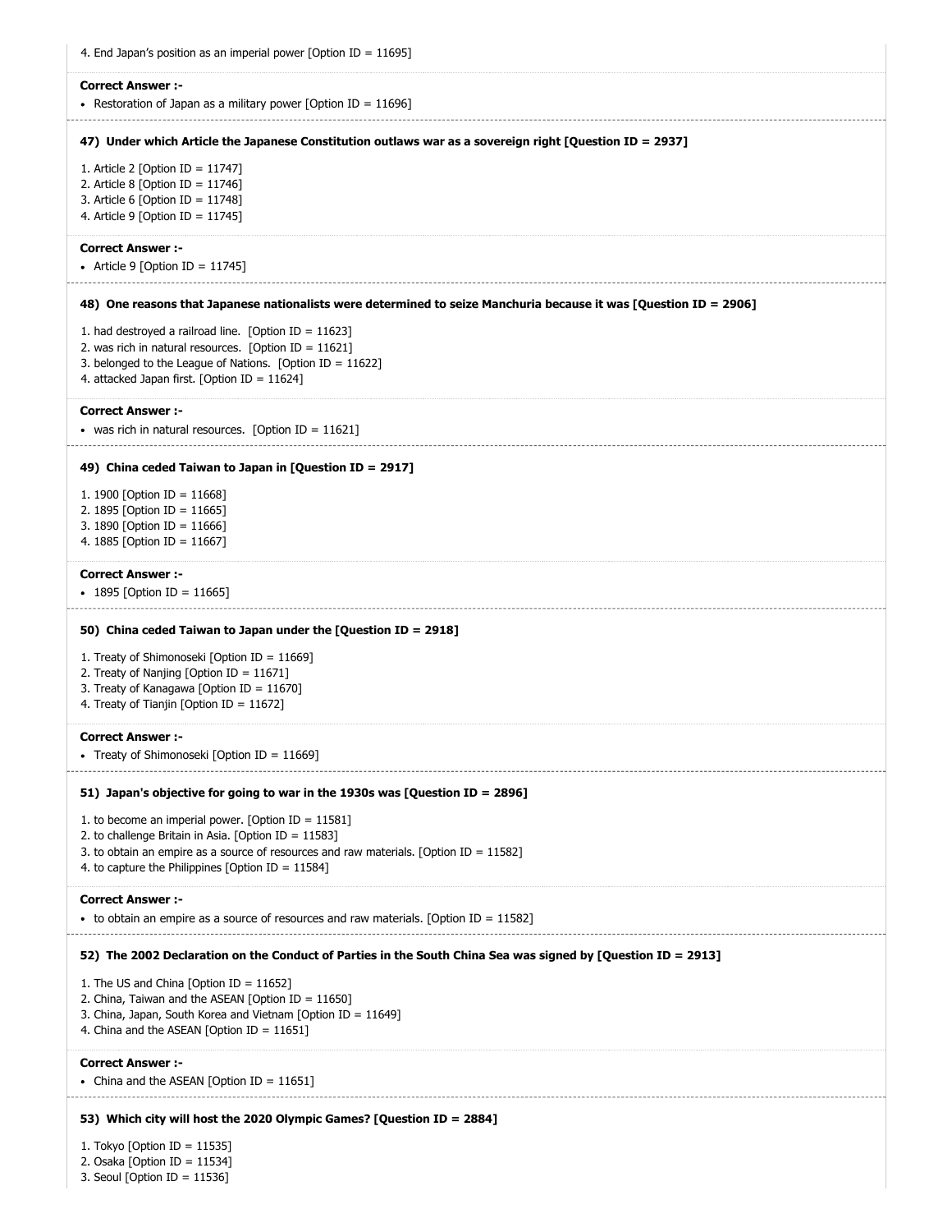4. End Japan's position as an imperial power [Option ID = 11695]

**Correct Answer :-**

- Restoration of Japan as a military power [Option ID = 11696]

**47) Under which Article the Japanese Constitution outlaws war as a sovereign right [Question ID = 2937]**

1. Article 2 [Option ID = 11747]
2. Article 8 [Option ID = 11746]
3. Article 6 [Option ID = 11748]
4. Article 9 [Option ID = 11745]

**Correct Answer :-**

- Article 9 [Option ID = 11745]

**48) One reasons that Japanese nationalists were determined to seize Manchuria because it was [Question ID = 2906]**

1. had destroyed a railroad line. [Option ID = 11623]
2. was rich in natural resources. [Option ID = 11621]
3. belonged to the League of Nations. [Option ID = 11622]
4. attacked Japan first. [Option ID = 11624]

**Correct Answer :-**

- was rich in natural resources. [Option ID = 11621]

**49) China ceded Taiwan to Japan in [Question ID = 2917]**

1. 1900 [Option ID = 11668]
2. 1895 [Option ID = 11665]
3. 1890 [Option ID = 11666]
4. 1885 [Option ID = 11667]

**Correct Answer :-**

- 1895 [Option ID = 11665]

**50) China ceded Taiwan to Japan under the [Question ID = 2918]**

1. Treaty of Shimonoseki [Option ID = 11669]
2. Treaty of Nanjing [Option ID = 11671]
3. Treaty of Kanagawa [Option ID = 11670]
4. Treaty of Tianjin [Option ID = 11672]

**Correct Answer :-**

- Treaty of Shimonoseki [Option ID = 11669]

**51) Japan's objective for going to war in the 1930s was [Question ID = 2896]**

1. to become an imperial power. [Option ID = 11581]
2. to challenge Britain in Asia. [Option ID = 11583]
3. to obtain an empire as a source of resources and raw materials. [Option ID = 11582]
4. to capture the Philippines [Option ID = 11584]

**Correct Answer :-**

- to obtain an empire as a source of resources and raw materials. [Option ID = 11582]

**52) The 2002 Declaration on the Conduct of Parties in the South China Sea was signed by [Question ID = 2913]**

1. The US and China [Option ID = 11652]
2. China, Taiwan and the ASEAN [Option ID = 11650]
3. China, Japan, South Korea and Vietnam [Option ID = 11649]
4. China and the ASEAN [Option ID = 11651]

**Correct Answer :-**

- China and the ASEAN [Option ID = 11651]

**53) Which city will host the 2020 Olympic Games? [Question ID = 2884]**

1. Tokyo [Option ID = 11535]
2. Osaka [Option ID = 11534]
3. Seoul [Option ID = 11536]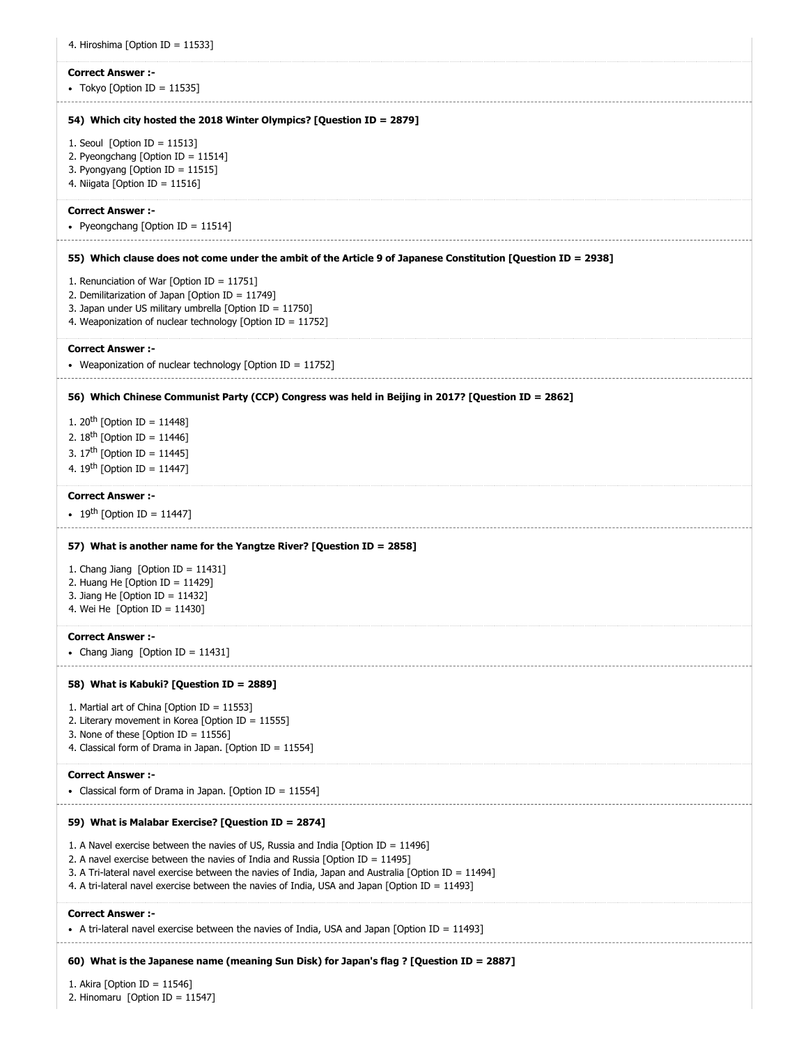4. Hiroshima [Option ID = 11533]

**Correct Answer :-**

- Tokyo [Option ID = 11535]

**54) Which city hosted the 2018 Winter Olympics? [Question ID = 2879]**

1. Seoul [Option ID = 11513]
2. Pyeongchang [Option ID = 11514]
3. Pyongyang [Option ID = 11515]
4. Niigata [Option ID = 11516]

**Correct Answer :-**

- Pyeongchang [Option ID = 11514]

**55) Which clause does not come under the ambit of the Article 9 of Japanese Constitution [Question ID = 2938]**

1. Renunciation of War [Option ID = 11751]
2. Demilitarization of Japan [Option ID = 11749]
3. Japan under US military umbrella [Option ID = 11750]
4. Weaponization of nuclear technology [Option ID = 11752]

**Correct Answer :-**

- Weaponization of nuclear technology [Option ID = 11752]

**56) Which Chinese Communist Party (CCP) Congress was held in Beijing in 2017? [Question ID = 2862]**

1. 20th [Option ID = 11448]
2. 18th [Option ID = 11446]
3. 17th [Option ID = 11445]
4. 19th [Option ID = 11447]

**Correct Answer :-**

- 19th [Option ID = 11447]

**57) What is another name for the Yangtze River? [Question ID = 2858]**

1. Chang Jiang [Option ID = 11431]
2. Huang He [Option ID = 11429]
3. Jiang He [Option ID = 11432]
4. Wei He [Option ID = 11430]

**Correct Answer :-**

- Chang Jiang [Option ID = 11431]

**58) What is Kabuki? [Question ID = 2889]**

1. Martial art of China [Option ID = 11553]
2. Literary movement in Korea [Option ID = 11555]
3. None of these [Option ID = 11556]
4. Classical form of Drama in Japan. [Option ID = 11554]

**Correct Answer :-**

- Classical form of Drama in Japan. [Option ID = 11554]

**59) What is Malabar Exercise? [Question ID = 2874]**

1. A Navel exercise between the navies of US, Russia and India [Option ID = 11496]
2. A navel exercise between the navies of India and Russia [Option ID = 11495]
3. A Tri-lateral navel exercise between the navies of India, Japan and Australia [Option ID = 11494]
4. A tri-lateral navel exercise between the navies of India, USA and Japan [Option ID = 11493]

**Correct Answer :-**

- A tri-lateral navel exercise between the navies of India, USA and Japan [Option ID = 11493]

**60) What is the Japanese name (meaning Sun Disk) for Japan's flag ? [Question ID = 2887]**

1. Akira [Option ID = 11546]
2. Hinomaru [Option ID = 11547]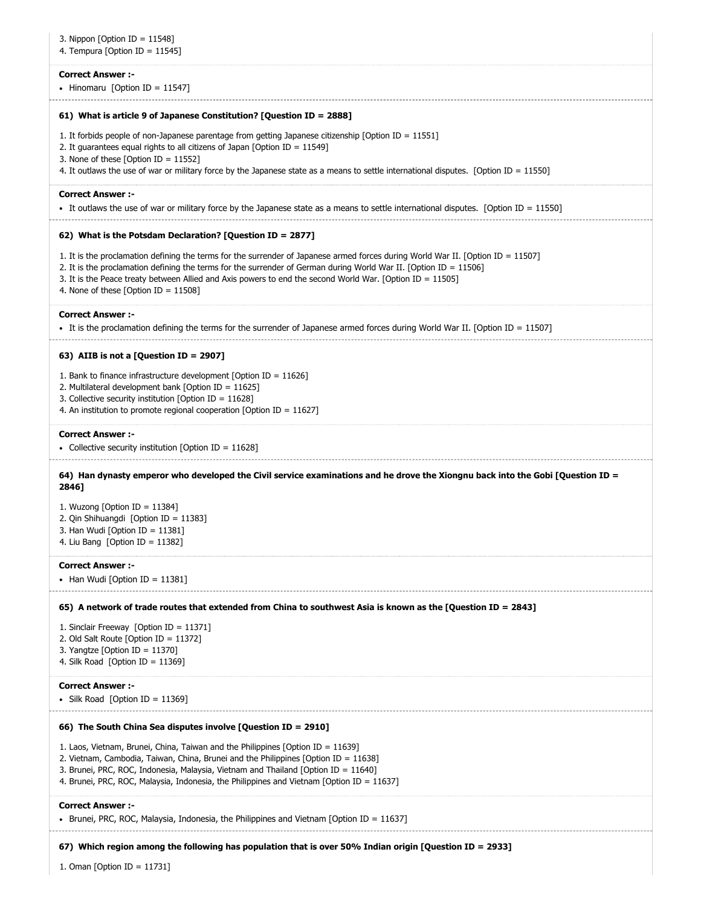3. Nippon [Option ID = 11548]
4. Tempura [Option ID = 11545]

**Correct Answer :-**

- Hinomaru [Option ID = 11547]

**61) What is article 9 of Japanese Constitution? [Question ID = 2888]**

1. It forbids people of non-Japanese parentage from getting Japanese citizenship [Option ID = 11551]
2. It guarantees equal rights to all citizens of Japan [Option ID = 11549]
3. None of these [Option ID = 11552]
4. It outlaws the use of war or military force by the Japanese state as a means to settle international disputes. [Option ID = 11550]

**Correct Answer :-**

- It outlaws the use of war or military force by the Japanese state as a means to settle international disputes. [Option ID = 11550]

**62) What is the Potsdam Declaration? [Question ID = 2877]**

1. It is the proclamation defining the terms for the surrender of Japanese armed forces during World War II. [Option ID = 11507]
2. It is the proclamation defining the terms for the surrender of German during World War II. [Option ID = 11506]
3. It is the Peace treaty between Allied and Axis powers to end the second World War. [Option ID = 11505]
4. None of these [Option ID = 11508]

**Correct Answer :-**

- It is the proclamation defining the terms for the surrender of Japanese armed forces during World War II. [Option ID = 11507]

**63) AIIB is not a [Question ID = 2907]**

1. Bank to finance infrastructure development [Option ID = 11626]
2. Multilateral development bank [Option ID = 11625]
3. Collective security institution [Option ID = 11628]
4. An institution to promote regional cooperation [Option ID = 11627]

**Correct Answer :-**

- Collective security institution [Option ID = 11628]

**64) Han dynasty emperor who developed the Civil service examinations and he drove the Xiongnu back into the Gobi [Question ID = 2846]**

1. Wuzong [Option ID = 11384]
2. Qin Shihuangdi [Option ID = 11383]
3. Han Wudi [Option ID = 11381]
4. Liu Bang [Option ID = 11382]

**Correct Answer :-**

- Han Wudi [Option ID = 11381]

**65) A network of trade routes that extended from China to southwest Asia is known as the [Question ID = 2843]**

1. Sinclair Freeway [Option ID = 11371]
2. Old Salt Route [Option ID = 11372]
3. Yangtze [Option ID = 11370]
4. Silk Road [Option ID = 11369]

**Correct Answer :-**

- Silk Road [Option ID = 11369]

**66) The South China Sea disputes involve [Question ID = 2910]**

1. Laos, Vietnam, Brunei, China, Taiwan and the Philippines [Option ID = 11639]
2. Vietnam, Cambodia, Taiwan, China, Brunei and the Philippines [Option ID = 11638]
3. Brunei, PRC, ROC, Indonesia, Malaysia, Vietnam and Thailand [Option ID = 11640]
4. Brunei, PRC, ROC, Malaysia, Indonesia, the Philippines and Vietnam [Option ID = 11637]

**Correct Answer :-**

- Brunei, PRC, ROC, Malaysia, Indonesia, the Philippines and Vietnam [Option ID = 11637]

**67) Which region among the following has population that is over 50% Indian origin [Question ID = 2933]**

1. Oman [Option ID = 11731]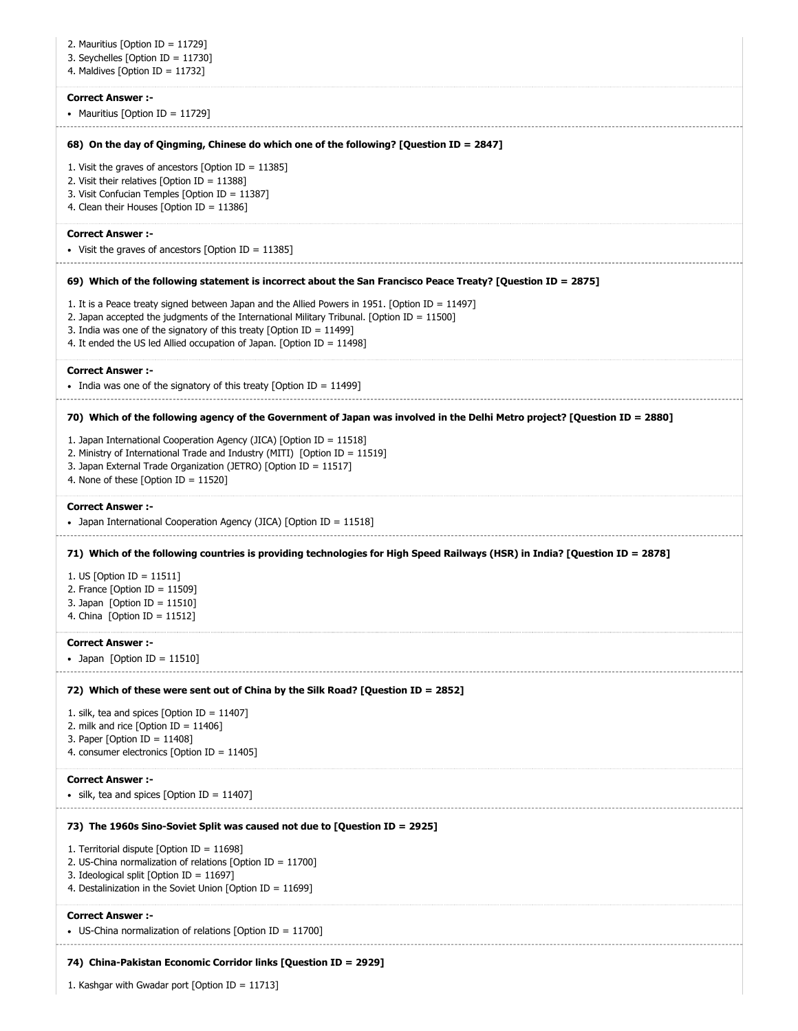2. Mauritius [Option ID = 11729]
3. Seychelles [Option ID = 11730]
4. Maldives [Option ID = 11732]

**Correct Answer :-**

- Mauritius [Option ID = 11729]

**68) On the day of Qingming, Chinese do which one of the following? [Question ID = 2847]**

1. Visit the graves of ancestors [Option ID = 11385]
2. Visit their relatives [Option ID = 11388]
3. Visit Confucian Temples [Option ID = 11387]
4. Clean their Houses [Option ID = 11386]

**Correct Answer :-**

- Visit the graves of ancestors [Option ID = 11385]

**69) Which of the following statement is incorrect about the San Francisco Peace Treaty? [Question ID = 2875]**

1. It is a Peace treaty signed between Japan and the Allied Powers in 1951. [Option ID = 11497]
2. Japan accepted the judgments of the International Military Tribunal. [Option ID = 11500]
3. India was one of the signatory of this treaty [Option ID = 11499]
4. It ended the US led Allied occupation of Japan. [Option ID = 11498]

**Correct Answer :-**

- India was one of the signatory of this treaty [Option ID = 11499]

**70) Which of the following agency of the Government of Japan was involved in the Delhi Metro project? [Question ID = 2880]**

1. Japan International Cooperation Agency (JICA) [Option ID = 11518]
2. Ministry of International Trade and Industry (MITI) [Option ID = 11519]
3. Japan External Trade Organization (JETRO) [Option ID = 11517]
4. None of these [Option ID = 11520]

**Correct Answer :-**

- Japan International Cooperation Agency (JICA) [Option ID = 11518]

**71) Which of the following countries is providing technologies for High Speed Railways (HSR) in India? [Question ID = 2878]**

1. US [Option ID = 11511]
2. France [Option ID = 11509]
3. Japan [Option ID = 11510]
4. China [Option ID = 11512]

**Correct Answer :-**

- Japan [Option ID = 11510]

**72) Which of these were sent out of China by the Silk Road? [Question ID = 2852]**

1. silk, tea and spices [Option ID = 11407]
2. milk and rice [Option ID = 11406]
3. Paper [Option ID = 11408]
4. consumer electronics [Option ID = 11405]

**Correct Answer :-**

- silk, tea and spices [Option ID = 11407]

**73) The 1960s Sino-Soviet Split was caused not due to [Question ID = 2925]**

1. Territorial dispute [Option ID = 11698]
2. US-China normalization of relations [Option ID = 11700]
3. Ideological split [Option ID = 11697]
4. Destalinization in the Soviet Union [Option ID = 11699]

**Correct Answer :-**

- US-China normalization of relations [Option ID = 11700]

**74) China-Pakistan Economic Corridor links [Question ID = 2929]**

1. Kashgar with Gwadar port [Option ID = 11713]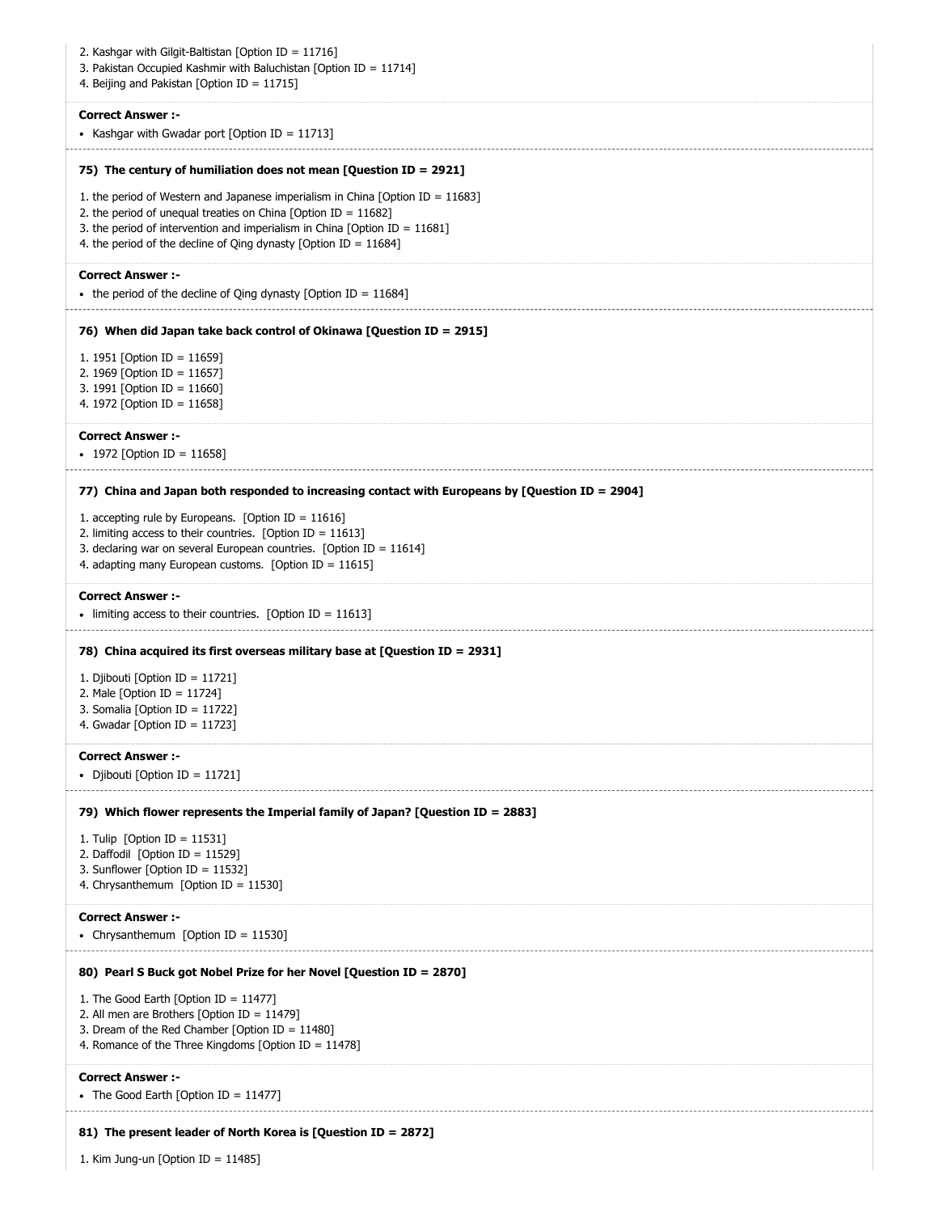2. Kashgar with Gilgit-Baltistan [Option ID = 11716]
3. Pakistan Occupied Kashmir with Baluchistan [Option ID = 11714]
4. Beijing and Pakistan [Option ID = 11715]

**Correct Answer :-**

- Kashgar with Gwadar port [Option ID = 11713]

**75) The century of humiliation does not mean [Question ID = 2921]**

1. the period of Western and Japanese imperialism in China [Option ID = 11683]
2. the period of unequal treaties on China [Option ID = 11682]
3. the period of intervention and imperialism in China [Option ID = 11681]
4. the period of the decline of Qing dynasty [Option ID = 11684]

**Correct Answer :-**

- the period of the decline of Qing dynasty [Option ID = 11684]

**76) When did Japan take back control of Okinawa [Question ID = 2915]**

1. 1951 [Option ID = 11659]
2. 1969 [Option ID = 11657]
3. 1991 [Option ID = 11660]
4. 1972 [Option ID = 11658]

**Correct Answer :-**

- 1972 [Option ID = 11658]

**77) China and Japan both responded to increasing contact with Europeans by [Question ID = 2904]**

1. accepting rule by Europeans. [Option ID = 11616]
2. limiting access to their countries. [Option ID = 11613]
3. declaring war on several European countries. [Option ID = 11614]
4. adapting many European customs. [Option ID = 11615]

**Correct Answer :-**

- limiting access to their countries. [Option ID = 11613]

**78) China acquired its first overseas military base at [Question ID = 2931]**

1. Djibouti [Option ID = 11721]
2. Male [Option ID = 11724]
3. Somalia [Option ID = 11722]
4. Gwadar [Option ID = 11723]

**Correct Answer :-**

- Djibouti [Option ID = 11721]

**79) Which flower represents the Imperial family of Japan? [Question ID = 2883]**

1. Tulip [Option ID = 11531]
2. Daffodil [Option ID = 11529]
3. Sunflower [Option ID = 11532]
4. Chrysanthemum [Option ID = 11530]

**Correct Answer :-**

- Chrysanthemum [Option ID = 11530]

**80) Pearl S Buck got Nobel Prize for her Novel [Question ID = 2870]**

1. The Good Earth [Option ID = 11477]
2. All men are Brothers [Option ID = 11479]
3. Dream of the Red Chamber [Option ID = 11480]
4. Romance of the Three Kingdoms [Option ID = 11478]

**Correct Answer :-**

- The Good Earth [Option ID = 11477]

**81) The present leader of North Korea is [Question ID = 2872]**

1. Kim Jung-un [Option ID = 11485]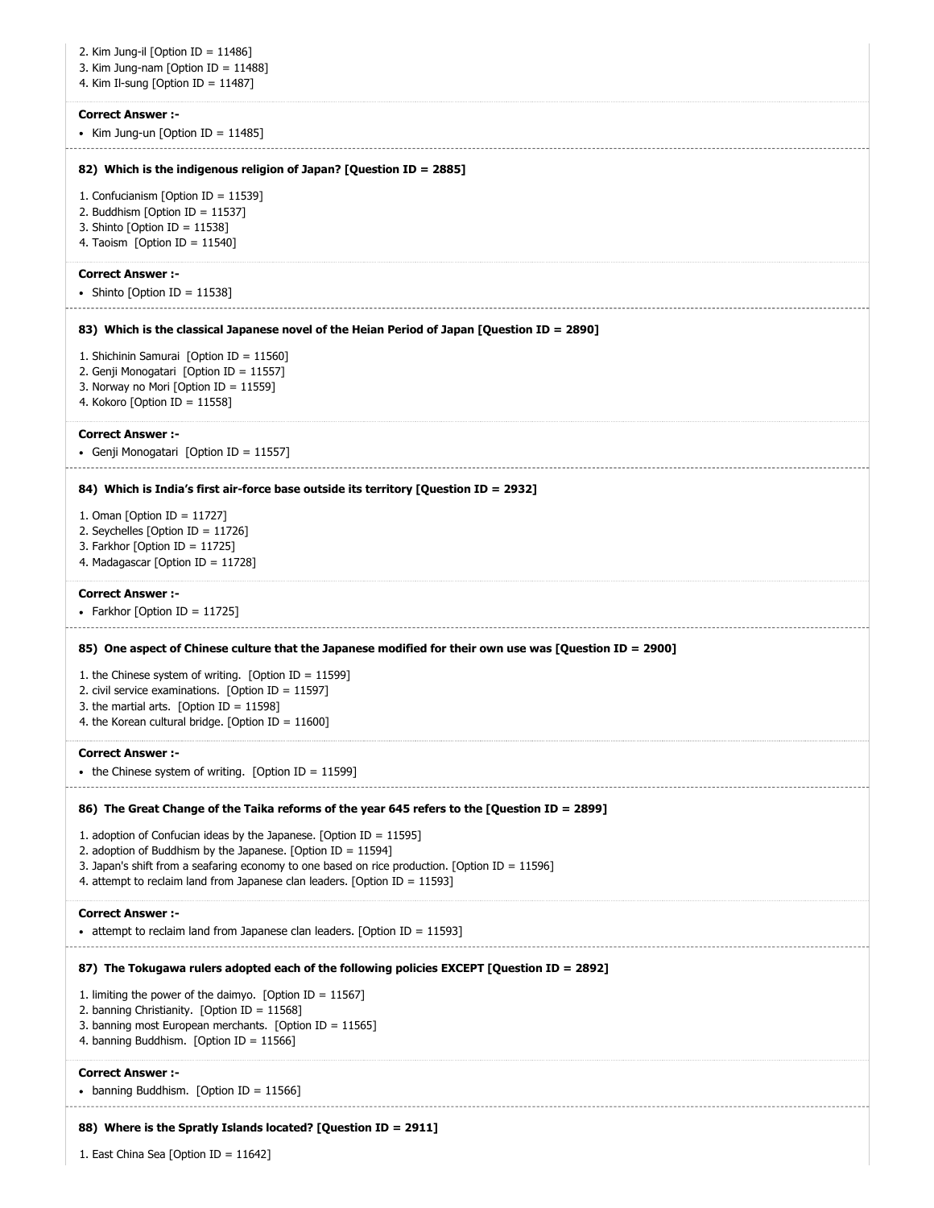2. Kim Jung-il [Option ID = 11486]
3. Kim Jung-nam [Option ID = 11488]
4. Kim Il-sung [Option ID = 11487]

**Correct Answer :-**

- Kim Jung-un [Option ID = 11485]

**82) Which is the indigenous religion of Japan? [Question ID = 2885]**

1. Confucianism [Option ID = 11539]
2. Buddhism [Option ID = 11537]
3. Shinto [Option ID = 11538]
4. Taoism [Option ID = 11540]

**Correct Answer :-**

- Shinto [Option ID = 11538]

**83) Which is the classical Japanese novel of the Heian Period of Japan [Question ID = 2890]**

1. Shichinin Samurai [Option ID = 11560]
2. Genji Monogatari [Option ID = 11557]
3. Norway no Mori [Option ID = 11559]
4. Kokoro [Option ID = 11558]

**Correct Answer :-**

- Genji Monogatari [Option ID = 11557]

**84) Which is India's first air-force base outside its territory [Question ID = 2932]**

1. Oman [Option ID = 11727]
2. Seychelles [Option ID = 11726]
3. Farkhor [Option ID = 11725]
4. Madagascar [Option ID = 11728]

**Correct Answer :-**

- Farkhor [Option ID = 11725]

**85) One aspect of Chinese culture that the Japanese modified for their own use was [Question ID = 2900]**

1. the Chinese system of writing. [Option ID = 11599]
2. civil service examinations. [Option ID = 11597]
3. the martial arts. [Option ID = 11598]
4. the Korean cultural bridge. [Option ID = 11600]

**Correct Answer :-**

- the Chinese system of writing. [Option ID = 11599]

**86) The Great Change of the Taika reforms of the year 645 refers to the [Question ID = 2899]**

1. adoption of Confucian ideas by the Japanese. [Option ID = 11595]
2. adoption of Buddhism by the Japanese. [Option ID = 11594]
3. Japan's shift from a seafaring economy to one based on rice production. [Option ID = 11596]
4. attempt to reclaim land from Japanese clan leaders. [Option ID = 11593]

**Correct Answer :-**

- attempt to reclaim land from Japanese clan leaders. [Option ID = 11593]

**87) The Tokugawa rulers adopted each of the following policies EXCEPT [Question ID = 2892]**

1. limiting the power of the daimyo. [Option ID = 11567]
2. banning Christianity. [Option ID = 11568]
3. banning most European merchants. [Option ID = 11565]
4. banning Buddhism. [Option ID = 11566]

**Correct Answer :-**

- banning Buddhism. [Option ID = 11566]

**88) Where is the Spratly Islands located? [Question ID = 2911]**

1. East China Sea [Option ID = 11642]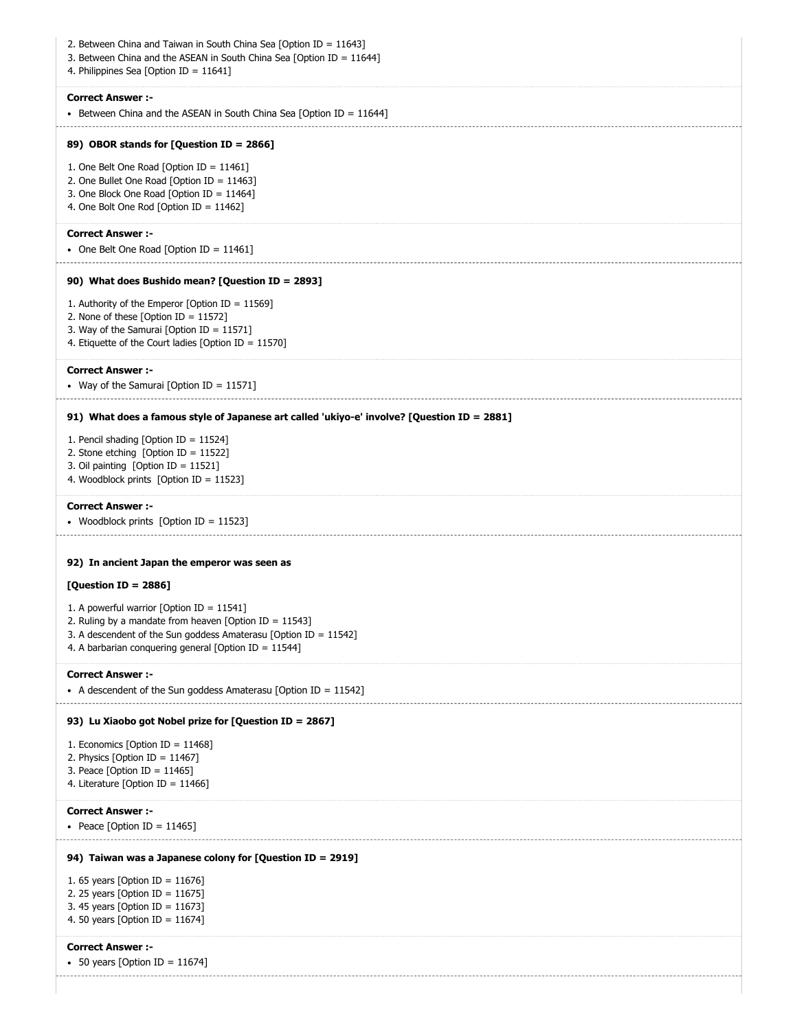2. Between China and Taiwan in South China Sea [Option ID = 11643]
3. Between China and the ASEAN in South China Sea [Option ID = 11644]
4. Philippines Sea [Option ID = 11641]

**Correct Answer :-**

- Between China and the ASEAN in South China Sea [Option ID = 11644]

**89) OBOR stands for [Question ID = 2866]**

1. One Belt One Road [Option ID = 11461]
2. One Bullet One Road [Option ID = 11463]
3. One Block One Road [Option ID = 11464]
4. One Bolt One Rod [Option ID = 11462]

**Correct Answer :-**

- One Belt One Road [Option ID = 11461]

**90) What does Bushido mean? [Question ID = 2893]**

1. Authority of the Emperor [Option ID = 11569]
2. None of these [Option ID = 11572]
3. Way of the Samurai [Option ID = 11571]
4. Etiquette of the Court ladies [Option ID = 11570]

**Correct Answer :-**

- Way of the Samurai [Option ID = 11571]

**91) What does a famous style of Japanese art called 'ukiyo-e' involve? [Question ID = 2881]**

1. Pencil shading [Option ID = 11524]
2. Stone etching [Option ID = 11522]
3. Oil painting [Option ID = 11521]
4. Woodblock prints [Option ID = 11523]

**Correct Answer :-**

- Woodblock prints [Option ID = 11523]

**92) In ancient Japan the emperor was seen as**

**[Question ID = 2886]**

1. A powerful warrior [Option ID = 11541]
2. Ruling by a mandate from heaven [Option ID = 11543]
3. A descendent of the Sun goddess Amaterasu [Option ID = 11542]
4. A barbarian conquering general [Option ID = 11544]

**Correct Answer :-**

- A descendent of the Sun goddess Amaterasu [Option ID = 11542]

**93) Lu Xiaobo got Nobel prize for [Question ID = 2867]**

1. Economics [Option ID = 11468]
2. Physics [Option ID = 11467]
3. Peace [Option ID = 11465]
4. Literature [Option ID = 11466]

**Correct Answer :-**

- Peace [Option ID = 11465]

**94) Taiwan was a Japanese colony for [Question ID = 2919]**

1. 65 years [Option ID = 11676]
2. 25 years [Option ID = 11675]
3. 45 years [Option ID = 11673]
4. 50 years [Option ID = 11674]

**Correct Answer :-**

- 50 years [Option ID = 11674]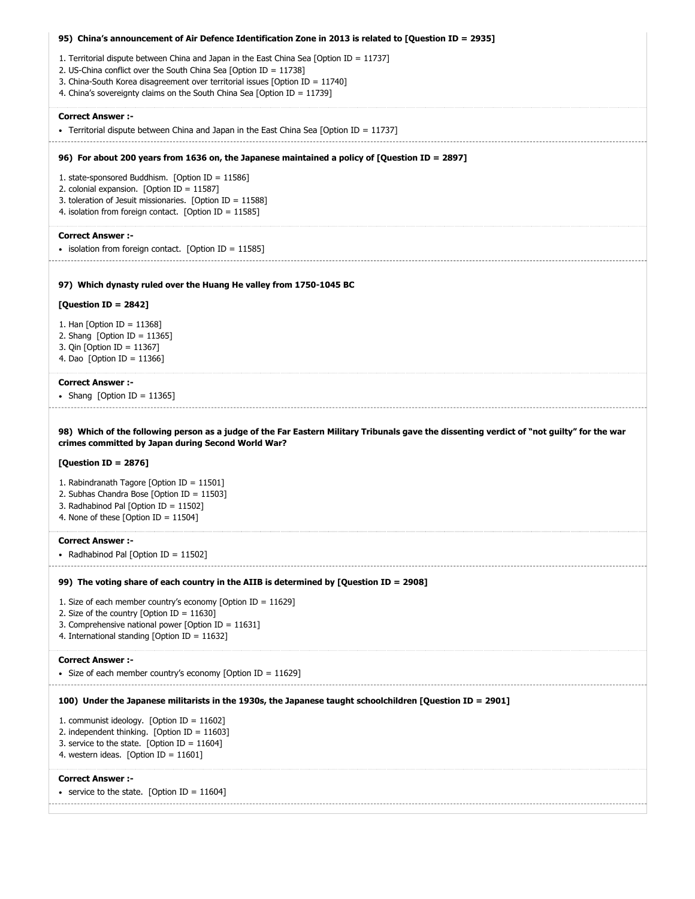**95) China's announcement of Air Defence Identification Zone in 2013 is related to [Question ID = 2935]**

1. Territorial dispute between China and Japan in the East China Sea [Option ID = 11737]
2. US-China conflict over the South China Sea [Option ID = 11738]
3. China-South Korea disagreement over territorial issues [Option ID = 11740]
4. China's sovereignty claims on the South China Sea [Option ID = 11739]

**Correct Answer :-**

- Territorial dispute between China and Japan in the East China Sea [Option ID = 11737]

---

**96) For about 200 years from 1636 on, the Japanese maintained a policy of [Question ID = 2897]**

1. state-sponsored Buddhism. [Option ID = 11586]
2. colonial expansion. [Option ID = 11587]
3. toleration of Jesuit missionaries. [Option ID = 11588]
4. isolation from foreign contact. [Option ID = 11585]

**Correct Answer :-**

- isolation from foreign contact. [Option ID = 11585]

---

**97) Which dynasty ruled over the Huang He valley from 1750-1045 BC**

**[Question ID = 2842]**

1. Han [Option ID = 11368]
2. Shang [Option ID = 11365]
3. Qin [Option ID = 11367]
4. Dao [Option ID = 11366]

**Correct Answer :-**

- Shang [Option ID = 11365]

---

**98) Which of the following person as a judge of the Far Eastern Military Tribunals gave the dissenting verdict of "not guilty" for the war crimes committed by Japan during Second World War?**

**[Question ID = 2876]**

1. Rabindranath Tagore [Option ID = 11501]
2. Subhas Chandra Bose [Option ID = 11503]
3. Radhabinod Pal [Option ID = 11502]
4. None of these [Option ID = 11504]

**Correct Answer :-**

- Radhabinod Pal [Option ID = 11502]

---

**99) The voting share of each country in the AIIB is determined by [Question ID = 2908]**

1. Size of each member country's economy [Option ID = 11629]
2. Size of the country [Option ID = 11630]
3. Comprehensive national power [Option ID = 11631]
4. International standing [Option ID = 11632]

**Correct Answer :-**

- Size of each member country's economy [Option ID = 11629]

---

**100) Under the Japanese militarists in the 1930s, the Japanese taught schoolchildren [Question ID = 2901]**

1. communist ideology. [Option ID = 11602]
2. independent thinking. [Option ID = 11603]
3. service to the state. [Option ID = 11604]
4. western ideas. [Option ID = 11601]

**Correct Answer :-**

- service to the state. [Option ID = 11604]